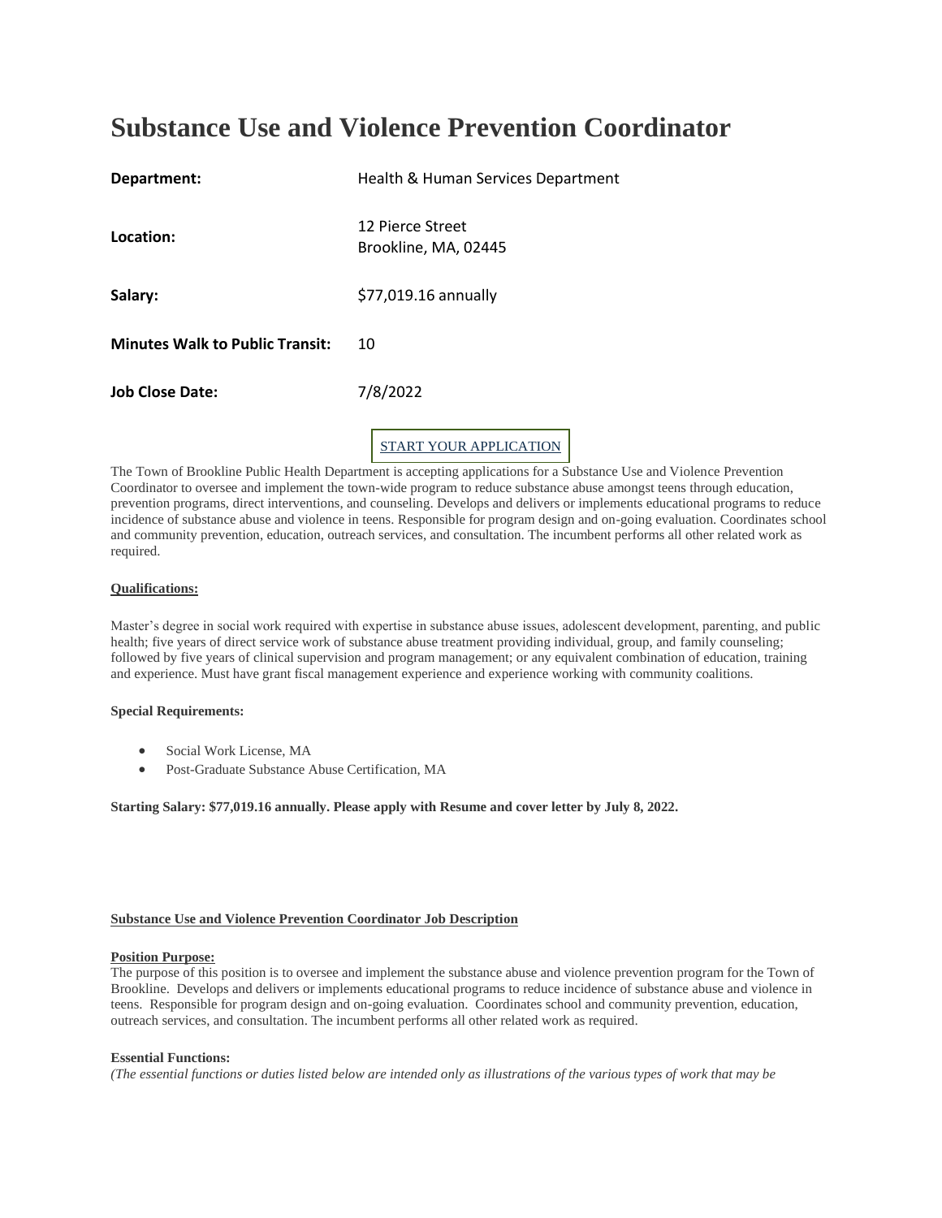# Substance Use and Violence Prevention Coordinator

| | |
|---|---|
| **Department:** | Health & Human Services Department |
| **Location:** | 12 Pierce Street<br>Brookline, MA, 02445 |
| **Salary:** | $77,019.16 annually |
| **Minutes Walk to Public Transit:** | 10 |
| **Job Close Date:** | 7/8/2022 |

START YOUR APPLICATION

The Town of Brookline Public Health Department is accepting applications for a Substance Use and Violence Prevention Coordinator to oversee and implement the town-wide program to reduce substance abuse amongst teens through education, prevention programs, direct interventions, and counseling. Develops and delivers or implements educational programs to reduce incidence of substance abuse and violence in teens. Responsible for program design and on-going evaluation. Coordinates school and community prevention, education, outreach services, and consultation. The incumbent performs all other related work as required.

**Qualifications:**

Master's degree in social work required with expertise in substance abuse issues, adolescent development, parenting, and public health; five years of direct service work of substance abuse treatment providing individual, group, and family counseling; followed by five years of clinical supervision and program management; or any equivalent combination of education, training and experience. Must have grant fiscal management experience and experience working with community coalitions.

**Special Requirements:**

- Social Work License, MA
- Post-Graduate Substance Abuse Certification, MA

**Starting Salary: $77,019.16 annually. Please apply with Resume and cover letter by July 8, 2022.**

**Substance Use and Violence Prevention Coordinator Job Description**

**Position Purpose:**

The purpose of this position is to oversee and implement the substance abuse and violence prevention program for the Town of Brookline. Develops and delivers or implements educational programs to reduce incidence of substance abuse and violence in teens. Responsible for program design and on-going evaluation. Coordinates school and community prevention, education, outreach services, and consultation. The incumbent performs all other related work as required.

**Essential Functions:**

*(The essential functions or duties listed below are intended only as illustrations of the various types of work that may be*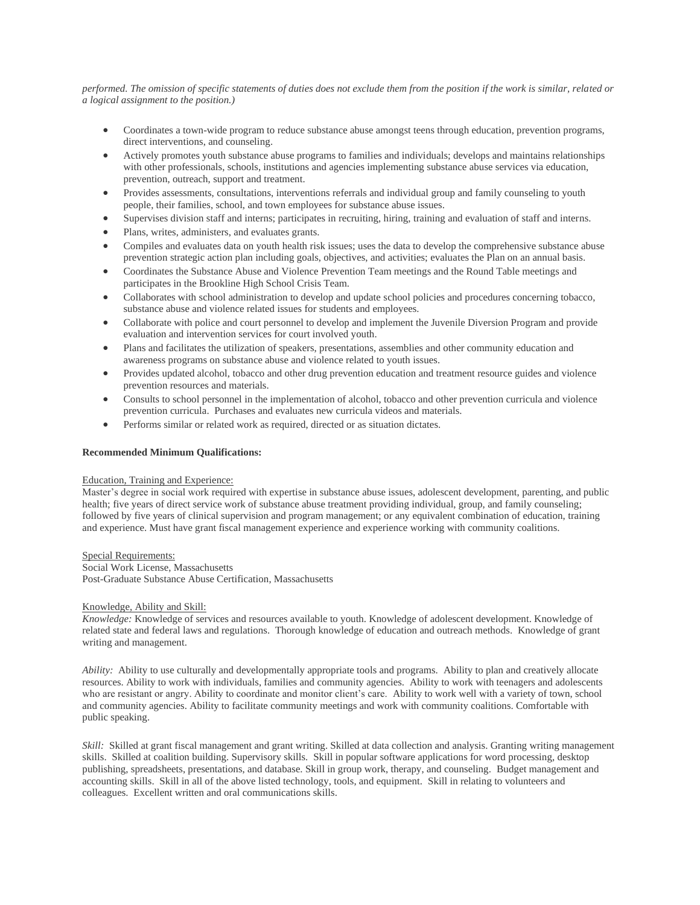*performed. The omission of specific statements of duties does not exclude them from the position if the work is similar, related or a logical assignment to the position.)*

- Coordinates a town-wide program to reduce substance abuse amongst teens through education, prevention programs, direct interventions, and counseling.
- Actively promotes youth substance abuse programs to families and individuals; develops and maintains relationships with other professionals, schools, institutions and agencies implementing substance abuse services via education, prevention, outreach, support and treatment.
- Provides assessments, consultations, interventions referrals and individual group and family counseling to youth people, their families, school, and town employees for substance abuse issues.
- Supervises division staff and interns; participates in recruiting, hiring, training and evaluation of staff and interns.
- Plans, writes, administers, and evaluates grants.
- Compiles and evaluates data on youth health risk issues; uses the data to develop the comprehensive substance abuse prevention strategic action plan including goals, objectives, and activities; evaluates the Plan on an annual basis.
- Coordinates the Substance Abuse and Violence Prevention Team meetings and the Round Table meetings and participates in the Brookline High School Crisis Team.
- Collaborates with school administration to develop and update school policies and procedures concerning tobacco, substance abuse and violence related issues for students and employees.
- Collaborate with police and court personnel to develop and implement the Juvenile Diversion Program and provide evaluation and intervention services for court involved youth.
- Plans and facilitates the utilization of speakers, presentations, assemblies and other community education and awareness programs on substance abuse and violence related to youth issues.
- Provides updated alcohol, tobacco and other drug prevention education and treatment resource guides and violence prevention resources and materials.
- Consults to school personnel in the implementation of alcohol, tobacco and other prevention curricula and violence prevention curricula. Purchases and evaluates new curricula videos and materials.
- Performs similar or related work as required, directed or as situation dictates.

**Recommended Minimum Qualifications:**

Education, Training and Experience:
Master's degree in social work required with expertise in substance abuse issues, adolescent development, parenting, and public health; five years of direct service work of substance abuse treatment providing individual, group, and family counseling; followed by five years of clinical supervision and program management; or any equivalent combination of education, training and experience. Must have grant fiscal management experience and experience working with community coalitions.

Special Requirements:
Social Work License, Massachusetts
Post-Graduate Substance Abuse Certification, Massachusetts

Knowledge, Ability and Skill:
*Knowledge:* Knowledge of services and resources available to youth. Knowledge of adolescent development. Knowledge of related state and federal laws and regulations. Thorough knowledge of education and outreach methods. Knowledge of grant writing and management.

*Ability:* Ability to use culturally and developmentally appropriate tools and programs. Ability to plan and creatively allocate resources. Ability to work with individuals, families and community agencies. Ability to work with teenagers and adolescents who are resistant or angry. Ability to coordinate and monitor client's care. Ability to work well with a variety of town, school and community agencies. Ability to facilitate community meetings and work with community coalitions. Comfortable with public speaking.

*Skill:* Skilled at grant fiscal management and grant writing. Skilled at data collection and analysis. Granting writing management skills. Skilled at coalition building. Supervisory skills. Skill in popular software applications for word processing, desktop publishing, spreadsheets, presentations, and database. Skill in group work, therapy, and counseling. Budget management and accounting skills. Skill in all of the above listed technology, tools, and equipment. Skill in relating to volunteers and colleagues. Excellent written and oral communications skills.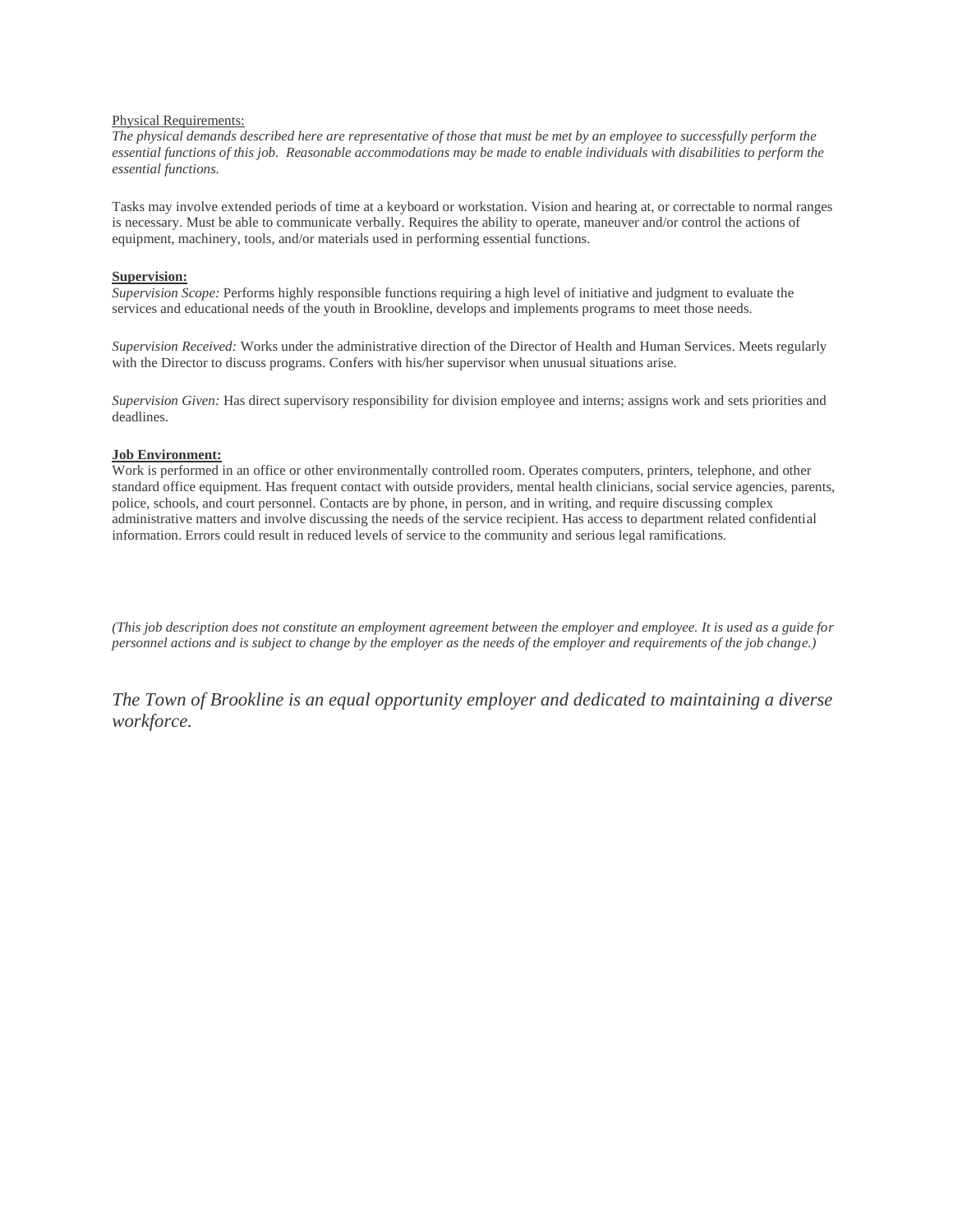Physical Requirements:

*The physical demands described here are representative of those that must be met by an employee to successfully perform the essential functions of this job. Reasonable accommodations may be made to enable individuals with disabilities to perform the essential functions.*

Tasks may involve extended periods of time at a keyboard or workstation. Vision and hearing at, or correctable to normal ranges is necessary. Must be able to communicate verbally. Requires the ability to operate, maneuver and/or control the actions of equipment, machinery, tools, and/or materials used in performing essential functions.

**Supervision:**

*Supervision Scope:* Performs highly responsible functions requiring a high level of initiative and judgment to evaluate the services and educational needs of the youth in Brookline, develops and implements programs to meet those needs.

*Supervision Received:* Works under the administrative direction of the Director of Health and Human Services. Meets regularly with the Director to discuss programs. Confers with his/her supervisor when unusual situations arise.

*Supervision Given:* Has direct supervisory responsibility for division employee and interns; assigns work and sets priorities and deadlines.

**Job Environment:**

Work is performed in an office or other environmentally controlled room. Operates computers, printers, telephone, and other standard office equipment. Has frequent contact with outside providers, mental health clinicians, social service agencies, parents, police, schools, and court personnel. Contacts are by phone, in person, and in writing, and require discussing complex administrative matters and involve discussing the needs of the service recipient. Has access to department related confidential information. Errors could result in reduced levels of service to the community and serious legal ramifications.

*(This job description does not constitute an employment agreement between the employer and employee. It is used as a guide for personnel actions and is subject to change by the employer as the needs of the employer and requirements of the job change.)*

*The Town of Brookline is an equal opportunity employer and dedicated to maintaining a diverse workforce.*